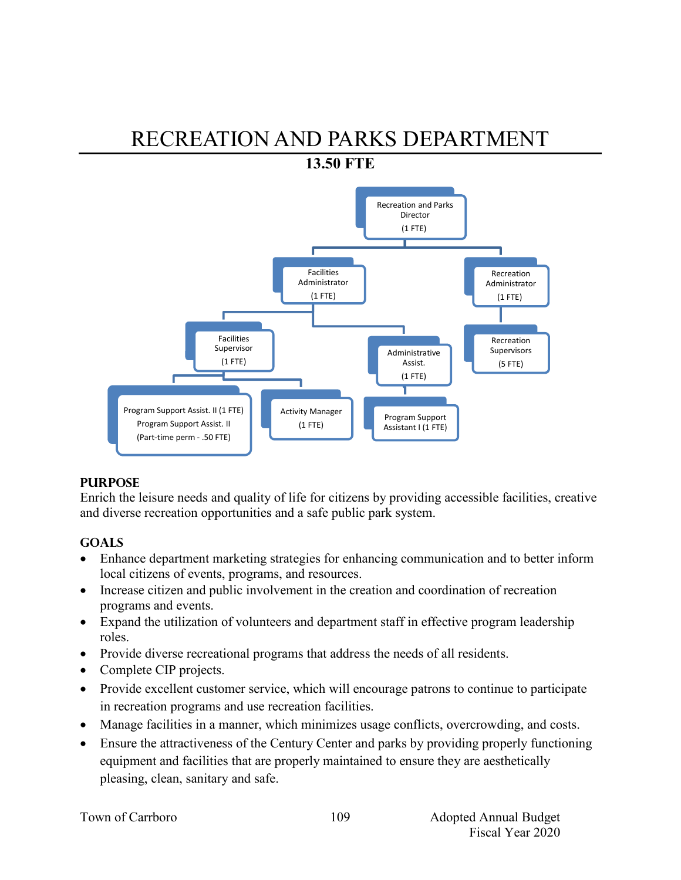# RECREATION AND PARKS DEPARTMENT

**13.50 FTE**

- Recreation and Parks Director (1 FTE)
  - Facilities Administrator (1 FTE)
    - Facilities Supervisor (1 FTE)
      - Program Support Assist. II (1 FTE); Program Support Assist. II (Part-time perm - .50 FTE)
      - Activity Manager (1 FTE)
    - Administrative Assist. (1 FTE)
      - Program Support Assistant I (1 FTE)
  - Recreation Administrator (1 FTE)
    - Recreation Supervisors (5 FTE)

## PURPOSE

Enrich the leisure needs and quality of life for citizens by providing accessible facilities, creative and diverse recreation opportunities and a safe public park system.

## GOALS

- Enhance department marketing strategies for enhancing communication and to better inform local citizens of events, programs, and resources.
- Increase citizen and public involvement in the creation and coordination of recreation programs and events.
- Expand the utilization of volunteers and department staff in effective program leadership roles.
- Provide diverse recreational programs that address the needs of all residents.
- Complete CIP projects.
- Provide excellent customer service, which will encourage patrons to continue to participate in recreation programs and use recreation facilities.
- Manage facilities in a manner, which minimizes usage conflicts, overcrowding, and costs.
- Ensure the attractiveness of the Century Center and parks by providing properly functioning equipment and facilities that are properly maintained to ensure they are aesthetically pleasing, clean, sanitary and safe.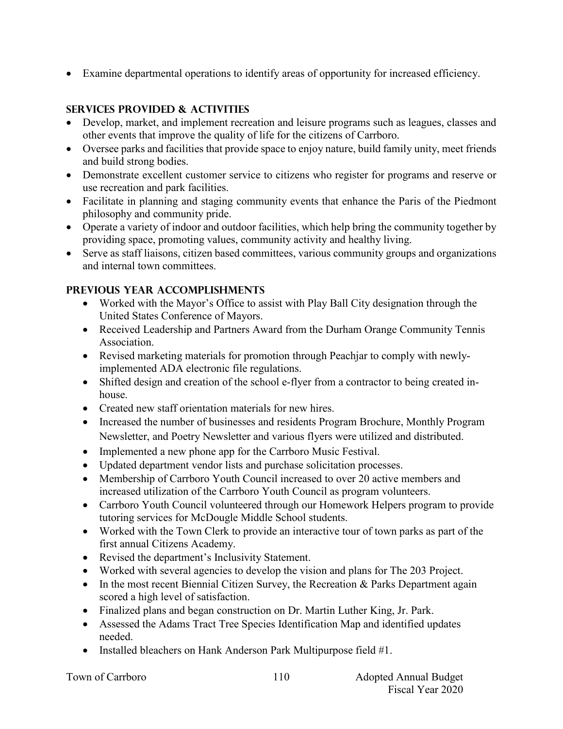- Examine departmental operations to identify areas of opportunity for increased efficiency.

## SERVICES PROVIDED & ACTIVITIES

- Develop, market, and implement recreation and leisure programs such as leagues, classes and other events that improve the quality of life for the citizens of Carrboro.
- Oversee parks and facilities that provide space to enjoy nature, build family unity, meet friends and build strong bodies.
- Demonstrate excellent customer service to citizens who register for programs and reserve or use recreation and park facilities.
- Facilitate in planning and staging community events that enhance the Paris of the Piedmont philosophy and community pride.
- Operate a variety of indoor and outdoor facilities, which help bring the community together by providing space, promoting values, community activity and healthy living.
- Serve as staff liaisons, citizen based committees, various community groups and organizations and internal town committees.

## PREVIOUS YEAR ACCOMPLISHMENTS

- Worked with the Mayor's Office to assist with Play Ball City designation through the United States Conference of Mayors.
- Received Leadership and Partners Award from the Durham Orange Community Tennis Association.
- Revised marketing materials for promotion through Peachjar to comply with newly-implemented ADA electronic file regulations.
- Shifted design and creation of the school e-flyer from a contractor to being created in-house.
- Created new staff orientation materials for new hires.
- Increased the number of businesses and residents Program Brochure, Monthly Program Newsletter, and Poetry Newsletter and various flyers were utilized and distributed.
- Implemented a new phone app for the Carrboro Music Festival.
- Updated department vendor lists and purchase solicitation processes.
- Membership of Carrboro Youth Council increased to over 20 active members and increased utilization of the Carrboro Youth Council as program volunteers.
- Carrboro Youth Council volunteered through our Homework Helpers program to provide tutoring services for McDougle Middle School students.
- Worked with the Town Clerk to provide an interactive tour of town parks as part of the first annual Citizens Academy.
- Revised the department's Inclusivity Statement.
- Worked with several agencies to develop the vision and plans for The 203 Project.
- In the most recent Biennial Citizen Survey, the Recreation & Parks Department again scored a high level of satisfaction.
- Finalized plans and began construction on Dr. Martin Luther King, Jr. Park.
- Assessed the Adams Tract Tree Species Identification Map and identified updates needed.
- Installed bleachers on Hank Anderson Park Multipurpose field #1.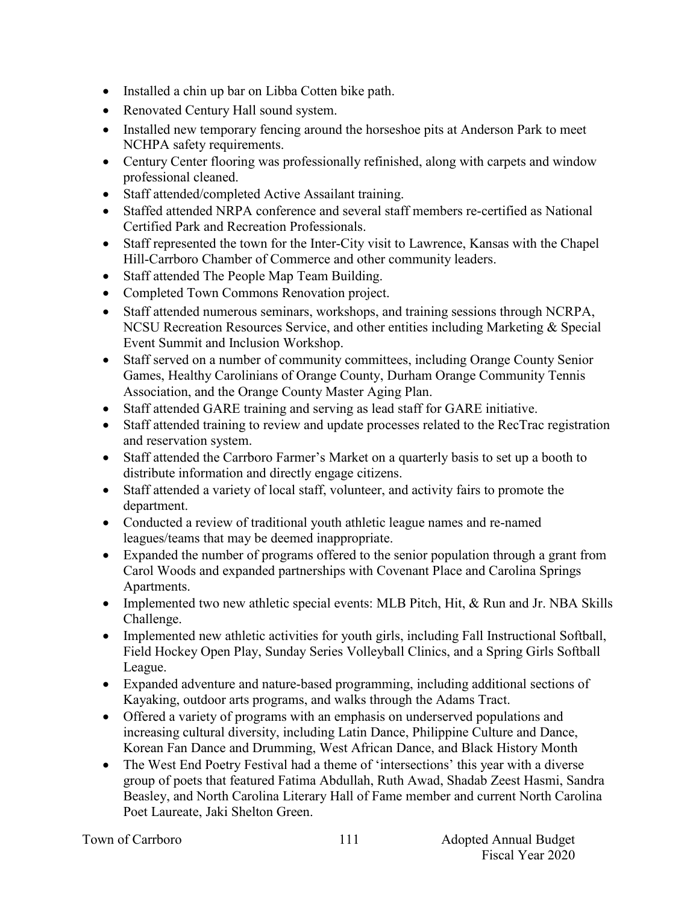- Installed a chin up bar on Libba Cotten bike path.
- Renovated Century Hall sound system.
- Installed new temporary fencing around the horseshoe pits at Anderson Park to meet NCHPA safety requirements.
- Century Center flooring was professionally refinished, along with carpets and window professional cleaned.
- Staff attended/completed Active Assailant training.
- Staffed attended NRPA conference and several staff members re-certified as National Certified Park and Recreation Professionals.
- Staff represented the town for the Inter-City visit to Lawrence, Kansas with the Chapel Hill-Carrboro Chamber of Commerce and other community leaders.
- Staff attended The People Map Team Building.
- Completed Town Commons Renovation project.
- Staff attended numerous seminars, workshops, and training sessions through NCRPA, NCSU Recreation Resources Service, and other entities including Marketing & Special Event Summit and Inclusion Workshop.
- Staff served on a number of community committees, including Orange County Senior Games, Healthy Carolinians of Orange County, Durham Orange Community Tennis Association, and the Orange County Master Aging Plan.
- Staff attended GARE training and serving as lead staff for GARE initiative.
- Staff attended training to review and update processes related to the RecTrac registration and reservation system.
- Staff attended the Carrboro Farmer's Market on a quarterly basis to set up a booth to distribute information and directly engage citizens.
- Staff attended a variety of local staff, volunteer, and activity fairs to promote the department.
- Conducted a review of traditional youth athletic league names and re-named leagues/teams that may be deemed inappropriate.
- Expanded the number of programs offered to the senior population through a grant from Carol Woods and expanded partnerships with Covenant Place and Carolina Springs Apartments.
- Implemented two new athletic special events: MLB Pitch, Hit, & Run and Jr. NBA Skills Challenge.
- Implemented new athletic activities for youth girls, including Fall Instructional Softball, Field Hockey Open Play, Sunday Series Volleyball Clinics, and a Spring Girls Softball League.
- Expanded adventure and nature-based programming, including additional sections of Kayaking, outdoor arts programs, and walks through the Adams Tract.
- Offered a variety of programs with an emphasis on underserved populations and increasing cultural diversity, including Latin Dance, Philippine Culture and Dance, Korean Fan Dance and Drumming, West African Dance, and Black History Month
- The West End Poetry Festival had a theme of 'intersections' this year with a diverse group of poets that featured Fatima Abdullah, Ruth Awad, Shadab Zeest Hasmi, Sandra Beasley, and North Carolina Literary Hall of Fame member and current North Carolina Poet Laureate, Jaki Shelton Green.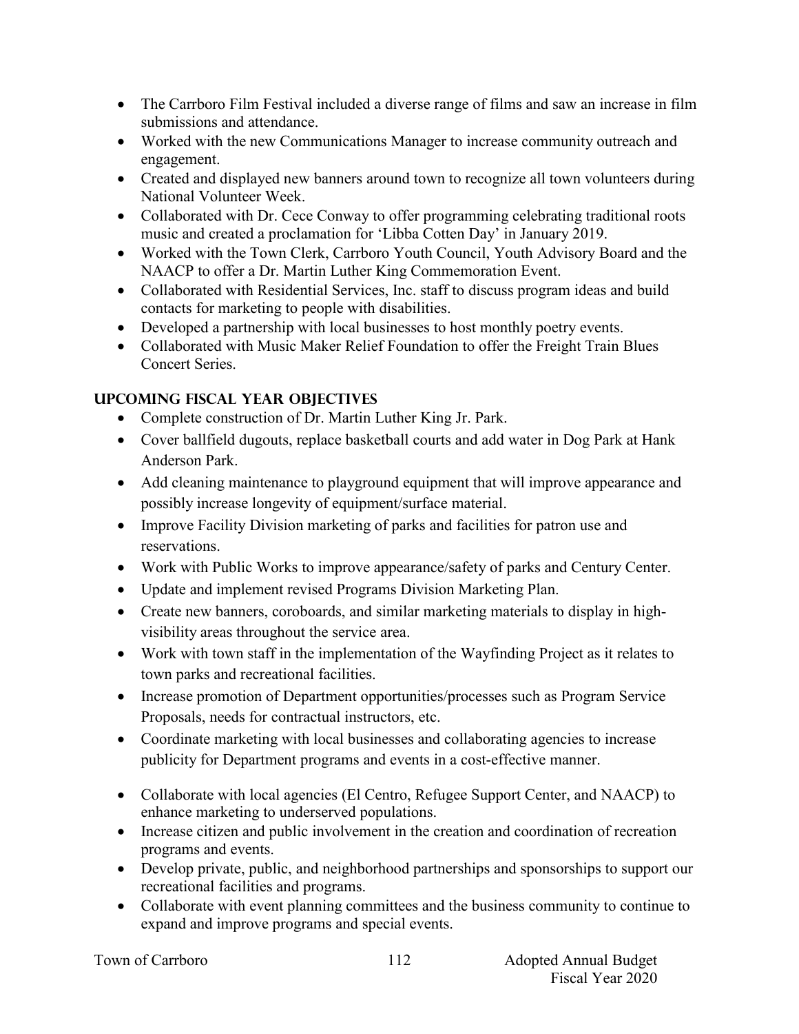- The Carrboro Film Festival included a diverse range of films and saw an increase in film submissions and attendance.
- Worked with the new Communications Manager to increase community outreach and engagement.
- Created and displayed new banners around town to recognize all town volunteers during National Volunteer Week.
- Collaborated with Dr. Cece Conway to offer programming celebrating traditional roots music and created a proclamation for 'Libba Cotten Day' in January 2019.
- Worked with the Town Clerk, Carrboro Youth Council, Youth Advisory Board and the NAACP to offer a Dr. Martin Luther King Commemoration Event.
- Collaborated with Residential Services, Inc. staff to discuss program ideas and build contacts for marketing to people with disabilities.
- Developed a partnership with local businesses to host monthly poetry events.
- Collaborated with Music Maker Relief Foundation to offer the Freight Train Blues Concert Series.

## UPCOMING FISCAL YEAR OBJECTIVES

- Complete construction of Dr. Martin Luther King Jr. Park.
- Cover ballfield dugouts, replace basketball courts and add water in Dog Park at Hank Anderson Park.
- Add cleaning maintenance to playground equipment that will improve appearance and possibly increase longevity of equipment/surface material.
- Improve Facility Division marketing of parks and facilities for patron use and reservations.
- Work with Public Works to improve appearance/safety of parks and Century Center.
- Update and implement revised Programs Division Marketing Plan.
- Create new banners, coroboards, and similar marketing materials to display in high-visibility areas throughout the service area.
- Work with town staff in the implementation of the Wayfinding Project as it relates to town parks and recreational facilities.
- Increase promotion of Department opportunities/processes such as Program Service Proposals, needs for contractual instructors, etc.
- Coordinate marketing with local businesses and collaborating agencies to increase publicity for Department programs and events in a cost-effective manner.
- Collaborate with local agencies (El Centro, Refugee Support Center, and NAACP) to enhance marketing to underserved populations.
- Increase citizen and public involvement in the creation and coordination of recreation programs and events.
- Develop private, public, and neighborhood partnerships and sponsorships to support our recreational facilities and programs.
- Collaborate with event planning committees and the business community to continue to expand and improve programs and special events.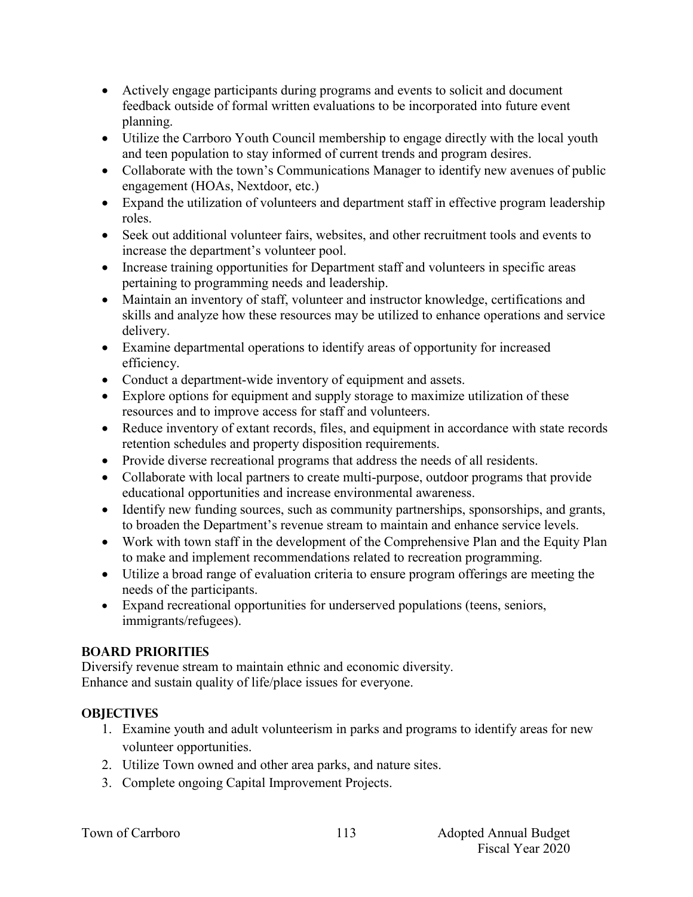- Actively engage participants during programs and events to solicit and document feedback outside of formal written evaluations to be incorporated into future event planning.
- Utilize the Carrboro Youth Council membership to engage directly with the local youth and teen population to stay informed of current trends and program desires.
- Collaborate with the town's Communications Manager to identify new avenues of public engagement (HOAs, Nextdoor, etc.)
- Expand the utilization of volunteers and department staff in effective program leadership roles.
- Seek out additional volunteer fairs, websites, and other recruitment tools and events to increase the department's volunteer pool.
- Increase training opportunities for Department staff and volunteers in specific areas pertaining to programming needs and leadership.
- Maintain an inventory of staff, volunteer and instructor knowledge, certifications and skills and analyze how these resources may be utilized to enhance operations and service delivery.
- Examine departmental operations to identify areas of opportunity for increased efficiency.
- Conduct a department-wide inventory of equipment and assets.
- Explore options for equipment and supply storage to maximize utilization of these resources and to improve access for staff and volunteers.
- Reduce inventory of extant records, files, and equipment in accordance with state records retention schedules and property disposition requirements.
- Provide diverse recreational programs that address the needs of all residents.
- Collaborate with local partners to create multi-purpose, outdoor programs that provide educational opportunities and increase environmental awareness.
- Identify new funding sources, such as community partnerships, sponsorships, and grants, to broaden the Department's revenue stream to maintain and enhance service levels.
- Work with town staff in the development of the Comprehensive Plan and the Equity Plan to make and implement recommendations related to recreation programming.
- Utilize a broad range of evaluation criteria to ensure program offerings are meeting the needs of the participants.
- Expand recreational opportunities for underserved populations (teens, seniors, immigrants/refugees).

## BOARD PRIORITIES

Diversify revenue stream to maintain ethnic and economic diversity.
Enhance and sustain quality of life/place issues for everyone.

## OBJECTIVES

1. Examine youth and adult volunteerism in parks and programs to identify areas for new volunteer opportunities.
2. Utilize Town owned and other area parks, and nature sites.
3. Complete ongoing Capital Improvement Projects.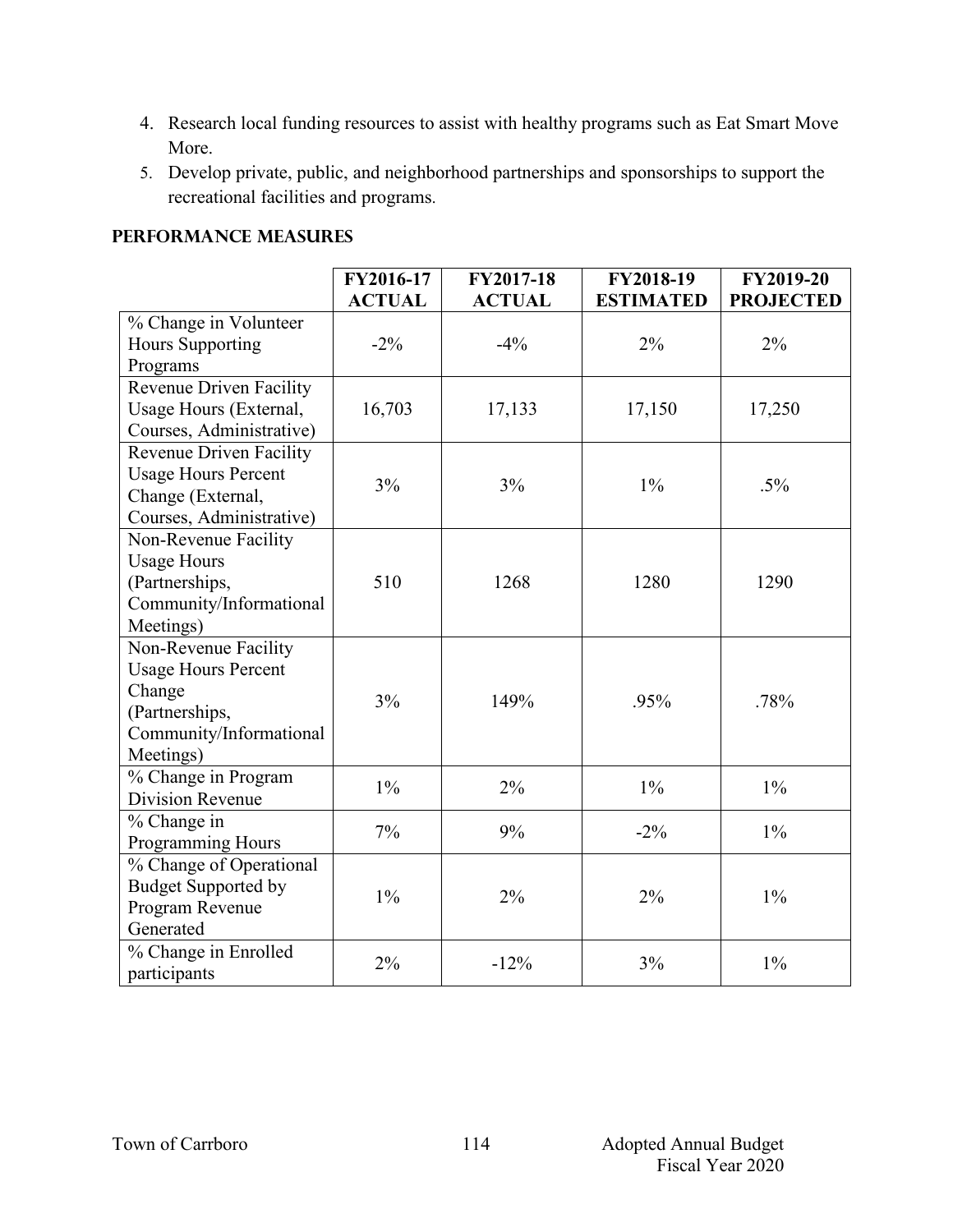4. Research local funding resources to assist with healthy programs such as Eat Smart Move More.
5. Develop private, public, and neighborhood partnerships and sponsorships to support the recreational facilities and programs.

## PERFORMANCE MEASURES

| | FY2016-17 ACTUAL | FY2017-18 ACTUAL | FY2018-19 ESTIMATED | FY2019-20 PROJECTED |
|---|---|---|---|---|
| % Change in Volunteer Hours Supporting Programs | -2% | -4% | 2% | 2% |
| Revenue Driven Facility Usage Hours (External, Courses, Administrative) | 16,703 | 17,133 | 17,150 | 17,250 |
| Revenue Driven Facility Usage Hours Percent Change (External, Courses, Administrative) | 3% | 3% | 1% | .5% |
| Non-Revenue Facility Usage Hours (Partnerships, Community/Informational Meetings) | 510 | 1268 | 1280 | 1290 |
| Non-Revenue Facility Usage Hours Percent Change (Partnerships, Community/Informational Meetings) | 3% | 149% | .95% | .78% |
| % Change in Program Division Revenue | 1% | 2% | 1% | 1% |
| % Change in Programming Hours | 7% | 9% | -2% | 1% |
| % Change of Operational Budget Supported by Program Revenue Generated | 1% | 2% | 2% | 1% |
| % Change in Enrolled participants | 2% | -12% | 3% | 1% |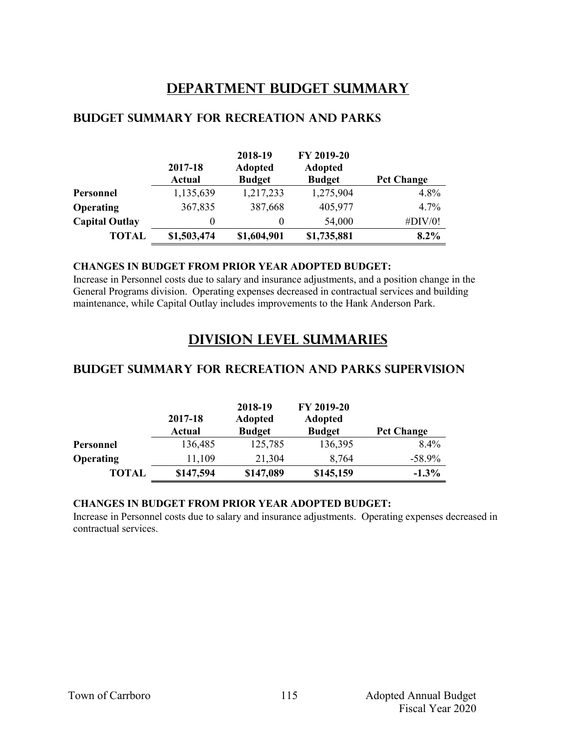# DEPARTMENT BUDGET SUMMARY

## BUDGET SUMMARY FOR RECREATION AND PARKS

| | 2017-18 Actual | 2018-19 Adopted Budget | FY 2019-20 Adopted Budget | Pct Change |
|---|---|---|---|---|
| **Personnel** | 1,135,639 | 1,217,233 | 1,275,904 | 4.8% |
| **Operating** | 367,835 | 387,668 | 405,977 | 4.7% |
| **Capital Outlay** | 0 | 0 | 54,000 | #DIV/0! |
| **TOTAL** | **$1,503,474** | **$1,604,901** | **$1,735,881** | **8.2%** |

**CHANGES IN BUDGET FROM PRIOR YEAR ADOPTED BUDGET:**

Increase in Personnel costs due to salary and insurance adjustments, and a position change in the General Programs division. Operating expenses decreased in contractual services and building maintenance, while Capital Outlay includes improvements to the Hank Anderson Park.

# DIVISION LEVEL SUMMARIES

## BUDGET SUMMARY FOR RECREATION AND PARKS SUPERVISION

| | 2017-18 Actual | 2018-19 Adopted Budget | FY 2019-20 Adopted Budget | Pct Change |
|---|---|---|---|---|
| **Personnel** | 136,485 | 125,785 | 136,395 | 8.4% |
| **Operating** | 11,109 | 21,304 | 8,764 | -58.9% |
| **TOTAL** | **$147,594** | **$147,089** | **$145,159** | **-1.3%** |

**CHANGES IN BUDGET FROM PRIOR YEAR ADOPTED BUDGET:**

Increase in Personnel costs due to salary and insurance adjustments. Operating expenses decreased in contractual services.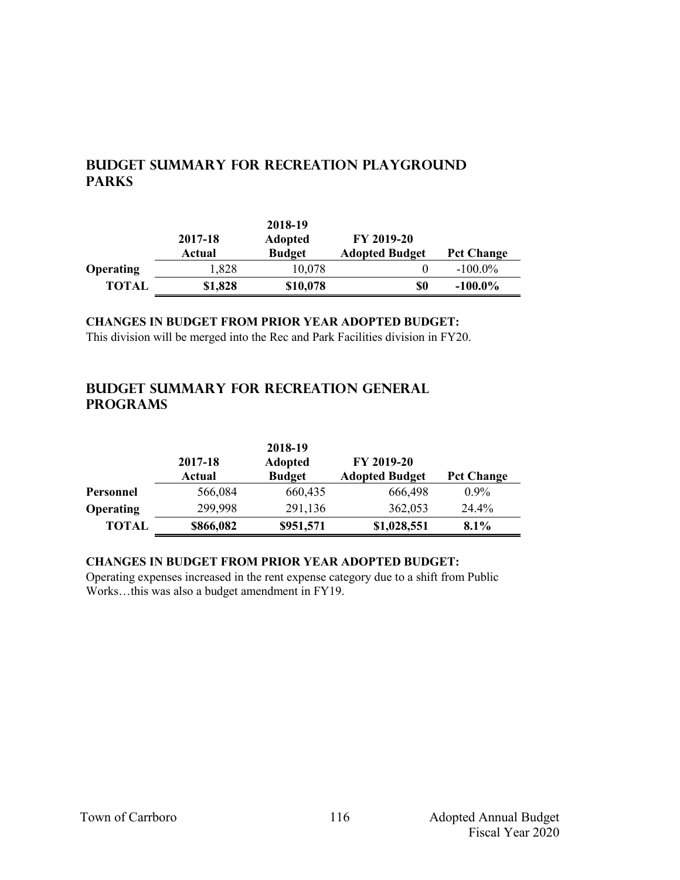## BUDGET SUMMARY FOR RECREATION PLAYGROUND PARKS

| | 2017-18 Actual | 2018-19 Adopted Budget | FY 2019-20 Adopted Budget | Pct Change |
|---|---|---|---|---|
| **Operating** | 1,828 | 10,078 | 0 | -100.0% |
| **TOTAL** | **$1,828** | **$10,078** | **$0** | **-100.0%** |

**CHANGES IN BUDGET FROM PRIOR YEAR ADOPTED BUDGET:**

This division will be merged into the Rec and Park Facilities division in FY20.

## BUDGET SUMMARY FOR RECREATION GENERAL PROGRAMS

| | 2017-18 Actual | 2018-19 Adopted Budget | FY 2019-20 Adopted Budget | Pct Change |
|---|---|---|---|---|
| **Personnel** | 566,084 | 660,435 | 666,498 | 0.9% |
| **Operating** | 299,998 | 291,136 | 362,053 | 24.4% |
| **TOTAL** | **$866,082** | **$951,571** | **$1,028,551** | **8.1%** |

**CHANGES IN BUDGET FROM PRIOR YEAR ADOPTED BUDGET:**

Operating expenses increased in the rent expense category due to a shift from Public Works…this was also a budget amendment in FY19.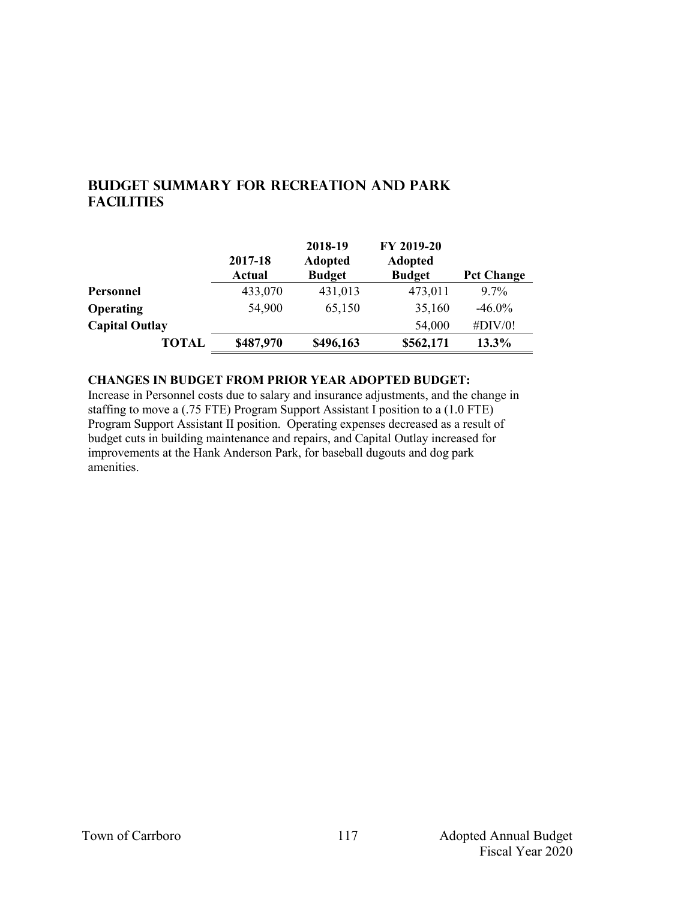## BUDGET SUMMARY FOR RECREATION AND PARK FACILITIES

| | 2017-18 Actual | 2018-19 Adopted Budget | FY 2019-20 Adopted Budget | Pct Change |
|---|---|---|---|---|
| **Personnel** | 433,070 | 431,013 | 473,011 | 9.7% |
| **Operating** | 54,900 | 65,150 | 35,160 | -46.0% |
| **Capital Outlay** | | | 54,000 | #DIV/0! |
| **TOTAL** | **$487,970** | **$496,163** | **$562,171** | **13.3%** |

**CHANGES IN BUDGET FROM PRIOR YEAR ADOPTED BUDGET:**

Increase in Personnel costs due to salary and insurance adjustments, and the change in staffing to move a (.75 FTE) Program Support Assistant I position to a (1.0 FTE) Program Support Assistant II position. Operating expenses decreased as a result of budget cuts in building maintenance and repairs, and Capital Outlay increased for improvements at the Hank Anderson Park, for baseball dugouts and dog park amenities.